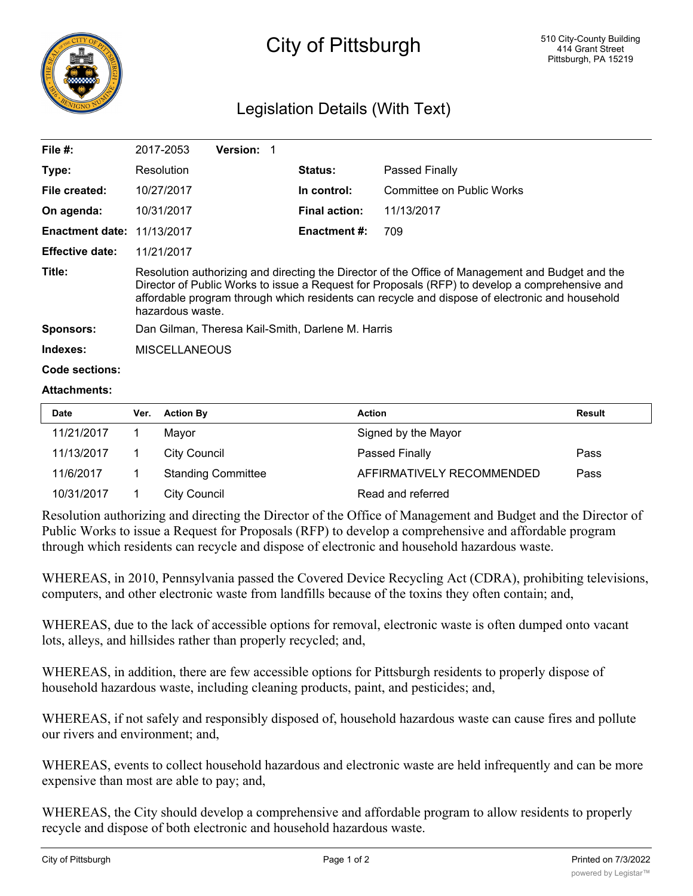# City of Pittsburgh

510 City-County Building
414 Grant Street
Pittsburgh, PA 15219

## Legislation Details (With Text)

| | | | |
|---|---|---|---|
| **File #:** | 2017-2053 **Version:** 1 | | |
| **Type:** | Resolution | **Status:** | Passed Finally |
| **File created:** | 10/27/2017 | **In control:** | Committee on Public Works |
| **On agenda:** | 10/31/2017 | **Final action:** | 11/13/2017 |
| **Enactment date:** | 11/13/2017 | **Enactment #:** | 709 |
| **Effective date:** | 11/21/2017 | | |

**Title:** Resolution authorizing and directing the Director of the Office of Management and Budget and the Director of Public Works to issue a Request for Proposals (RFP) to develop a comprehensive and affordable program through which residents can recycle and dispose of electronic and household hazardous waste.

**Sponsors:** Dan Gilman, Theresa Kail-Smith, Darlene M. Harris

**Indexes:** MISCELLANEOUS

**Code sections:**

**Attachments:**

| Date | Ver. | Action By | Action | Result |
|---|---|---|---|---|
| 11/21/2017 | 1 | Mayor | Signed by the Mayor | |
| 11/13/2017 | 1 | City Council | Passed Finally | Pass |
| 11/6/2017 | 1 | Standing Committee | AFFIRMATIVELY RECOMMENDED | Pass |
| 10/31/2017 | 1 | City Council | Read and referred | |

Resolution authorizing and directing the Director of the Office of Management and Budget and the Director of Public Works to issue a Request for Proposals (RFP) to develop a comprehensive and affordable program through which residents can recycle and dispose of electronic and household hazardous waste.

WHEREAS, in 2010, Pennsylvania passed the Covered Device Recycling Act (CDRA), prohibiting televisions, computers, and other electronic waste from landfills because of the toxins they often contain; and,

WHEREAS, due to the lack of accessible options for removal, electronic waste is often dumped onto vacant lots, alleys, and hillsides rather than properly recycled; and,

WHEREAS, in addition, there are few accessible options for Pittsburgh residents to properly dispose of household hazardous waste, including cleaning products, paint, and pesticides; and,

WHEREAS, if not safely and responsibly disposed of, household hazardous waste can cause fires and pollute our rivers and environment; and,

WHEREAS, events to collect household hazardous and electronic waste are held infrequently and can be more expensive than most are able to pay; and,

WHEREAS, the City should develop a comprehensive and affordable program to allow residents to properly recycle and dispose of both electronic and household hazardous waste.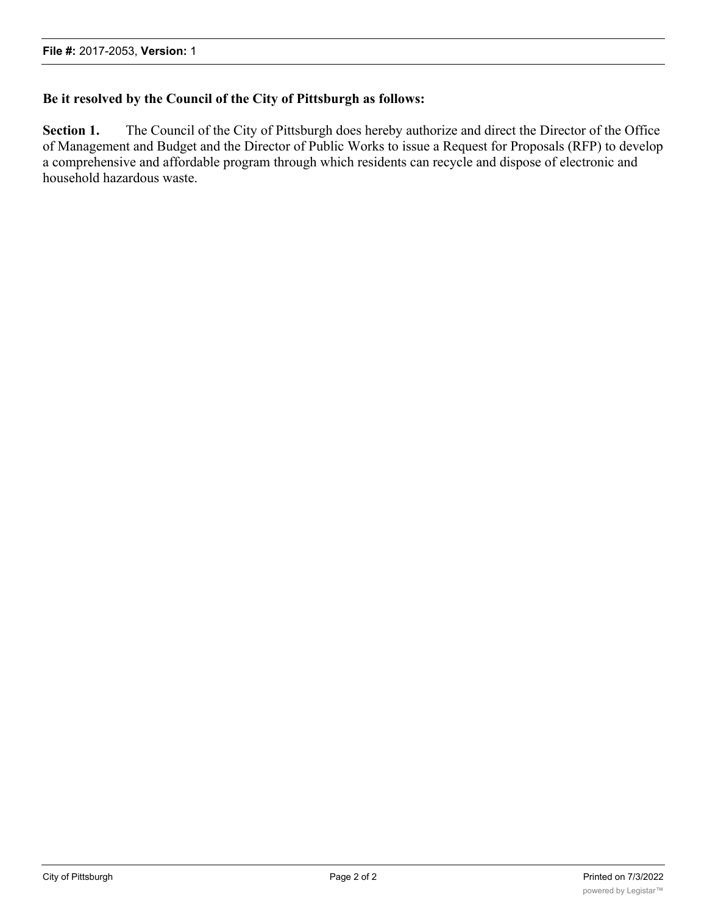**Be it resolved by the Council of the City of Pittsburgh as follows:**

**Section 1.** The Council of the City of Pittsburgh does hereby authorize and direct the Director of the Office of Management and Budget and the Director of Public Works to issue a Request for Proposals (RFP) to develop a comprehensive and affordable program through which residents can recycle and dispose of electronic and household hazardous waste.